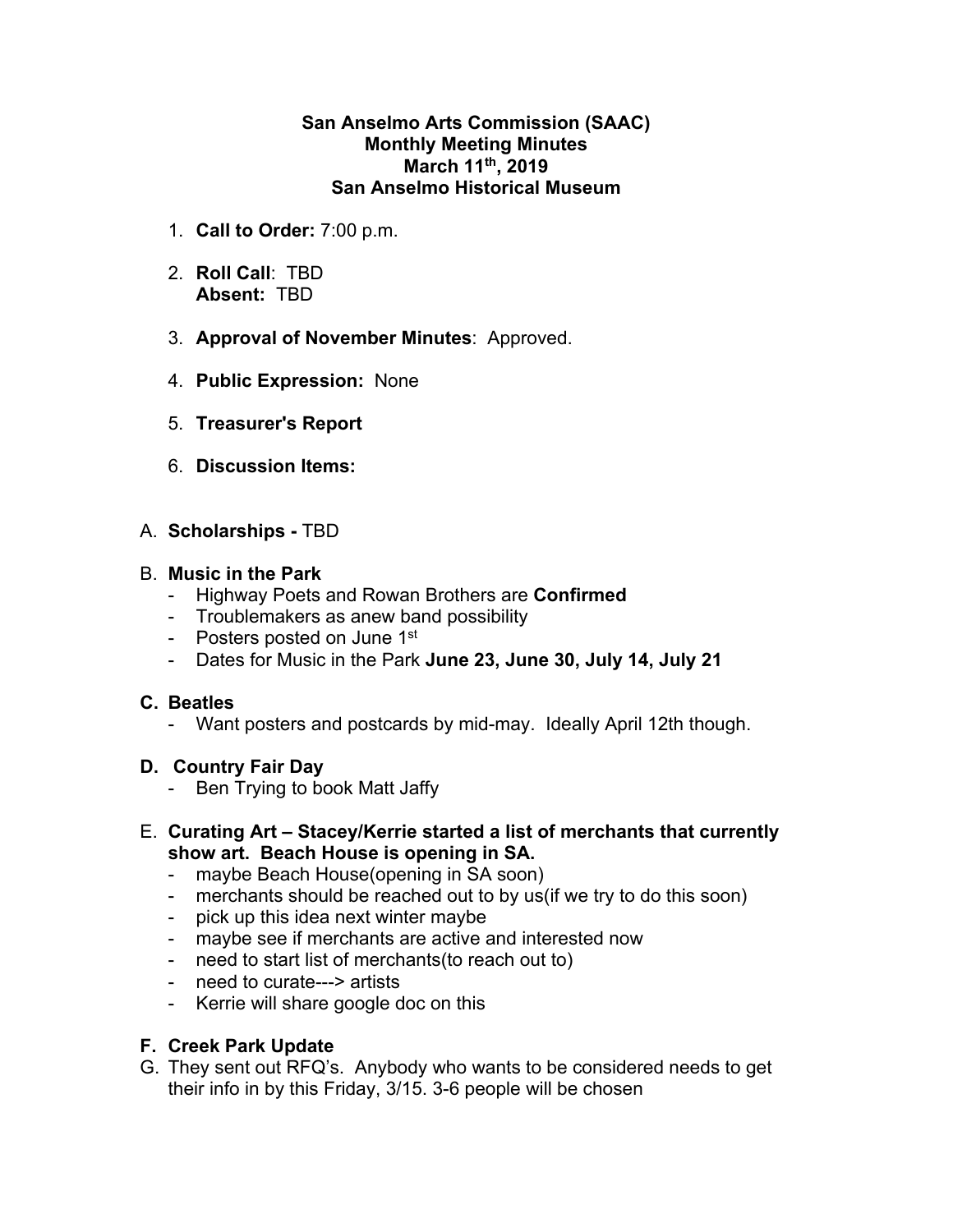**San Anselmo Arts Commission (SAAC)**
**Monthly Meeting Minutes**
**March 11th, 2019**
**San Anselmo Historical Museum**

1. **Call to Order:** 7:00 p.m.
2. **Roll Call**: TBD
   **Absent:** TBD
3. **Approval of November Minutes**: Approved.
4. **Public Expression:** None
5. **Treasurer's Report**
6. **Discussion Items:**

A. **Scholarships -** TBD

B. **Music in the Park**
- Highway Poets and Rowan Brothers are **Confirmed**
- Troublemakers as anew band possibility
- Posters posted on June 1st
- Dates for Music in the Park **June 23, June 30, July 14, July 21**

**C. Beatles**
- Want posters and postcards by mid-may. Ideally April 12th though.

**D. Country Fair Day**
- Ben Trying to book Matt Jaffy

E. **Curating Art – Stacey/Kerrie started a list of merchants that currently show art. Beach House is opening in SA.**
- maybe Beach House(opening in SA soon)
- merchants should be reached out to by us(if we try to do this soon)
- pick up this idea next winter maybe
- maybe see if merchants are active and interested now
- need to start list of merchants(to reach out to)
- need to curate---> artists
- Kerrie will share google doc on this

**F. Creek Park Update**

G. They sent out RFQ's. Anybody who wants to be considered needs to get their info in by this Friday, 3/15. 3-6 people will be chosen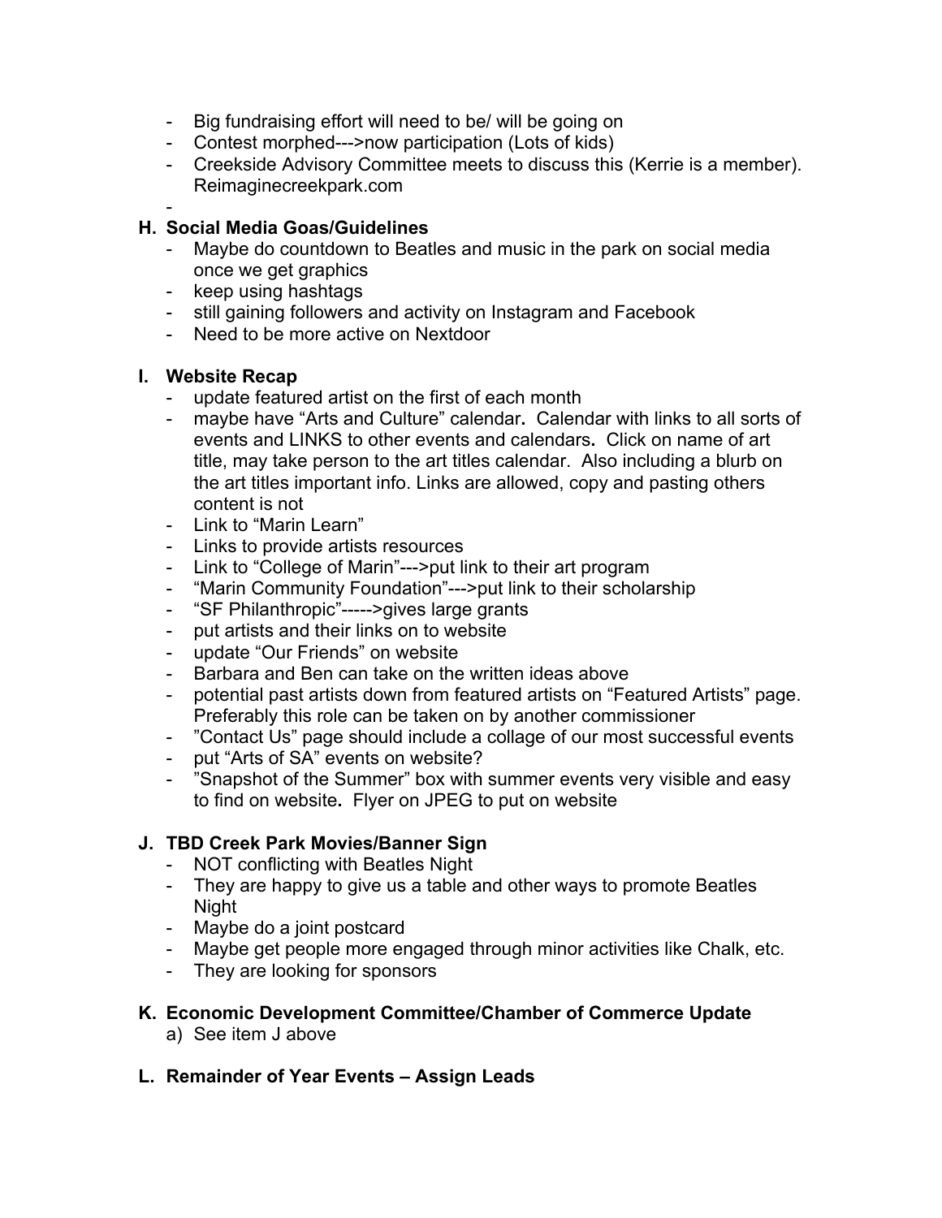- Big fundraising effort will need to be/ will be going on
- Contest morphed--->now participation (Lots of kids)
- Creekside Advisory Committee meets to discuss this (Kerrie is a member). Reimaginecreekpark.com
-

**H. Social Media Goas/Guidelines**

- Maybe do countdown to Beatles and music in the park on social media once we get graphics
- keep using hashtags
- still gaining followers and activity on Instagram and Facebook
- Need to be more active on Nextdoor

**I. Website Recap**

- update featured artist on the first of each month
- maybe have "Arts and Culture" calendar**.** Calendar with links to all sorts of events and LINKS to other events and calendars**.** Click on name of art title, may take person to the art titles calendar. Also including a blurb on the art titles important info. Links are allowed, copy and pasting others content is not
- Link to "Marin Learn"
- Links to provide artists resources
- Link to "College of Marin"--->put link to their art program
- "Marin Community Foundation"--->put link to their scholarship
- "SF Philanthropic"----->gives large grants
- put artists and their links on to website
- update "Our Friends" on website
- Barbara and Ben can take on the written ideas above
- potential past artists down from featured artists on "Featured Artists" page. Preferably this role can be taken on by another commissioner
- "Contact Us" page should include a collage of our most successful events
- put "Arts of SA" events on website?
- "Snapshot of the Summer" box with summer events very visible and easy to find on website**.** Flyer on JPEG to put on website

**J. TBD Creek Park Movies/Banner Sign**

- NOT conflicting with Beatles Night
- They are happy to give us a table and other ways to promote Beatles Night
- Maybe do a joint postcard
- Maybe get people more engaged through minor activities like Chalk, etc.
- They are looking for sponsors

**K. Economic Development Committee/Chamber of Commerce Update**

a) See item J above

**L. Remainder of Year Events – Assign Leads**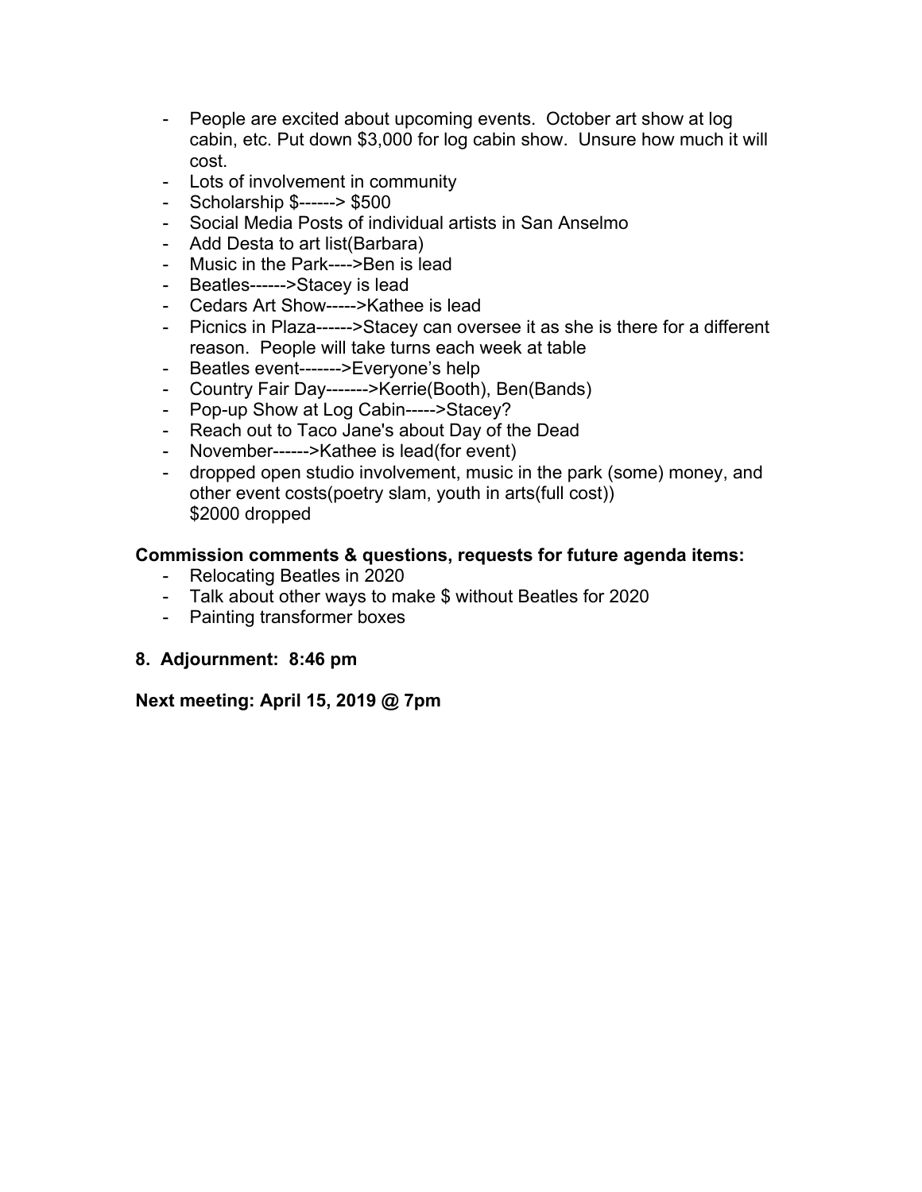- People are excited about upcoming events. October art show at log cabin, etc. Put down $3,000 for log cabin show. Unsure how much it will cost.
- Lots of involvement in community
- Scholarship $------> $500
- Social Media Posts of individual artists in San Anselmo
- Add Desta to art list(Barbara)
- Music in the Park---->Ben is lead
- Beatles------>Stacey is lead
- Cedars Art Show----->Kathee is lead
- Picnics in Plaza------>Stacey can oversee it as she is there for a different reason. People will take turns each week at table
- Beatles event------->Everyone's help
- Country Fair Day------->Kerrie(Booth), Ben(Bands)
- Pop-up Show at Log Cabin----->Stacey?
- Reach out to Taco Jane's about Day of the Dead
- November------>Kathee is lead(for event)
- dropped open studio involvement, music in the park (some) money, and other event costs(poetry slam, youth in arts(full cost))
  $2000 dropped

**Commission comments & questions, requests for future agenda items:**

- Relocating Beatles in 2020
- Talk about other ways to make $ without Beatles for 2020
- Painting transformer boxes

**8. Adjournment: 8:46 pm**

**Next meeting: April 15, 2019 @ 7pm**